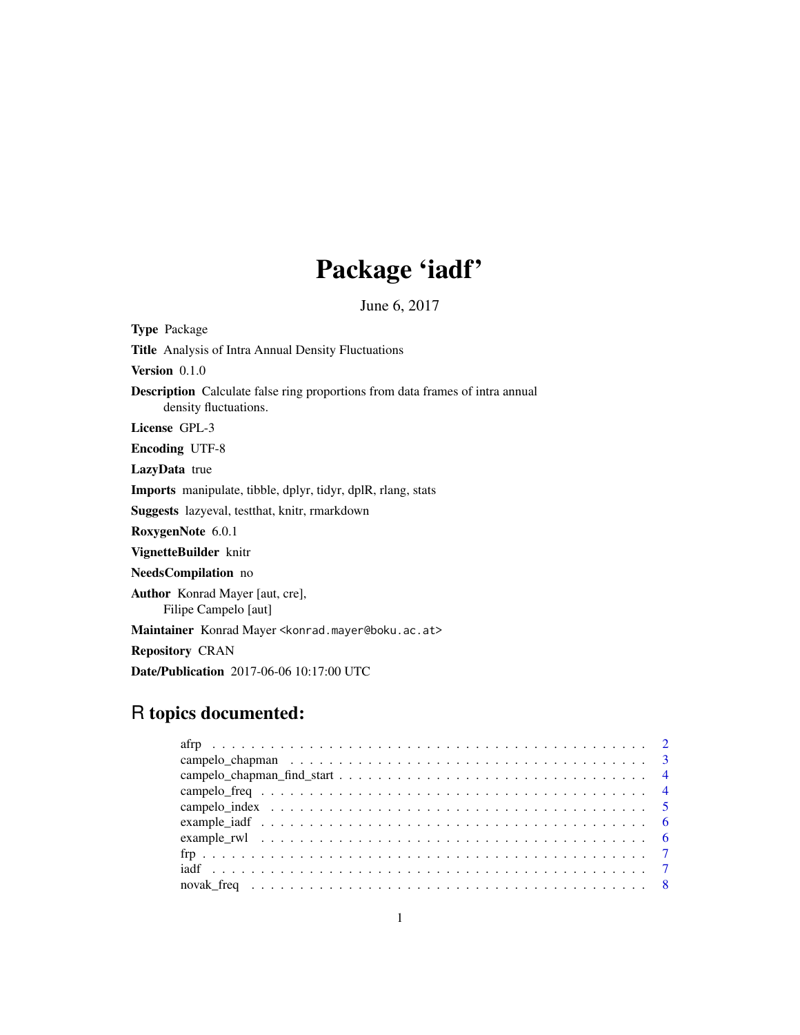# Package 'iadf'

June 6, 2017

**Type** Package

**Title** Analysis of Intra Annual Density Fluctuations

**Version** 0.1.0

**Description** Calculate false ring proportions from data frames of intra annual density fluctuations.

**License** GPL-3

**Encoding** UTF-8

**LazyData** true

**Imports** manipulate, tibble, dplyr, tidyr, dplR, rlang, stats

**Suggests** lazyeval, testthat, knitr, rmarkdown

**RoxygenNote** 6.0.1

**VignetteBuilder** knitr

**NeedsCompilation** no

**Author** Konrad Mayer [aut, cre],
Filipe Campelo [aut]

**Maintainer** Konrad Mayer <konrad.mayer@boku.ac.at>

**Repository** CRAN

**Date/Publication** 2017-06-06 10:17:00 UTC

## R topics documented:

| | |
|---|---|
| afrp | 2 |
| campelo_chapman | 3 |
| campelo_chapman_find_start | 4 |
| campelo_freq | 4 |
| campelo_index | 5 |
| example_iadf | 6 |
| example_rwl | 6 |
| frp | 7 |
| iadf | 7 |
| novak_freq | 8 |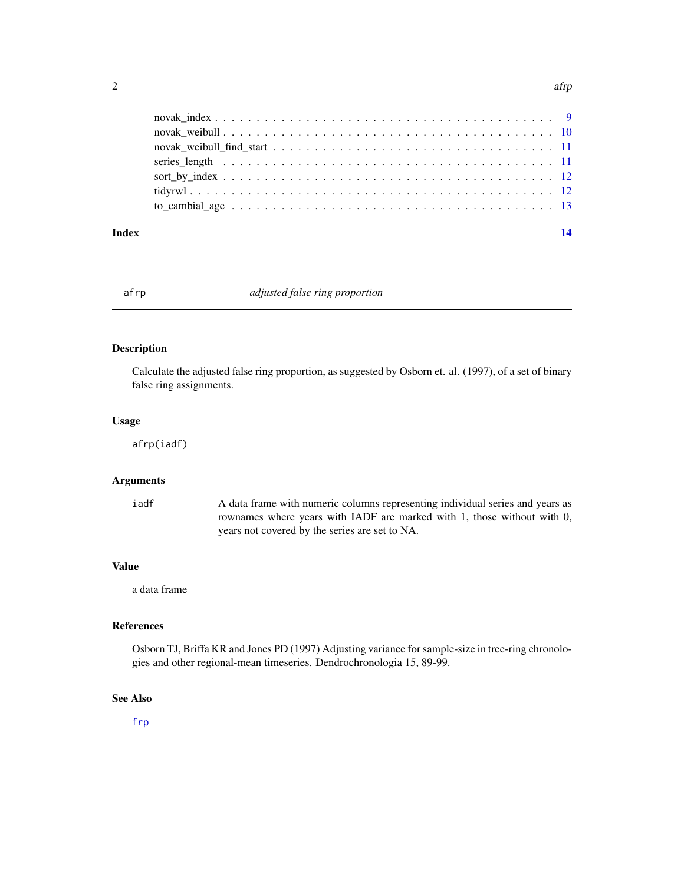novak_index . . . . . . . . . . . . . . . . . . . . . . . . . . . . . . . . . . . . . 9
novak_weibull . . . . . . . . . . . . . . . . . . . . . . . . . . . . . . . . . . . . 10
novak_weibull_find_start . . . . . . . . . . . . . . . . . . . . . . . . . . . . . . 11
series_length . . . . . . . . . . . . . . . . . . . . . . . . . . . . . . . . . . . . 11
sort_by_index . . . . . . . . . . . . . . . . . . . . . . . . . . . . . . . . . . . . 12
tidyrwl . . . . . . . . . . . . . . . . . . . . . . . . . . . . . . . . . . . . . . . 12
to_cambial_age . . . . . . . . . . . . . . . . . . . . . . . . . . . . . . . . . . . 13

**Index** **14**

---

## afrp — *adjusted false ring proportion*

### Description

Calculate the adjusted false ring proportion, as suggested by Osborn et. al. (1997), of a set of binary false ring assignments.

### Usage

```
afrp(iadf)
```

### Arguments

| | |
|---|---|
| `iadf` | A data frame with numeric columns representing individual series and years as rownames where years with IADF are marked with 1, those without with 0, years not covered by the series are set to NA. |

### Value

a data frame

### References

Osborn TJ, Briffa KR and Jones PD (1997) Adjusting variance for sample-size in tree-ring chronologies and other regional-mean timeseries. Dendrochronologia 15, 89-99.

### See Also

`frp`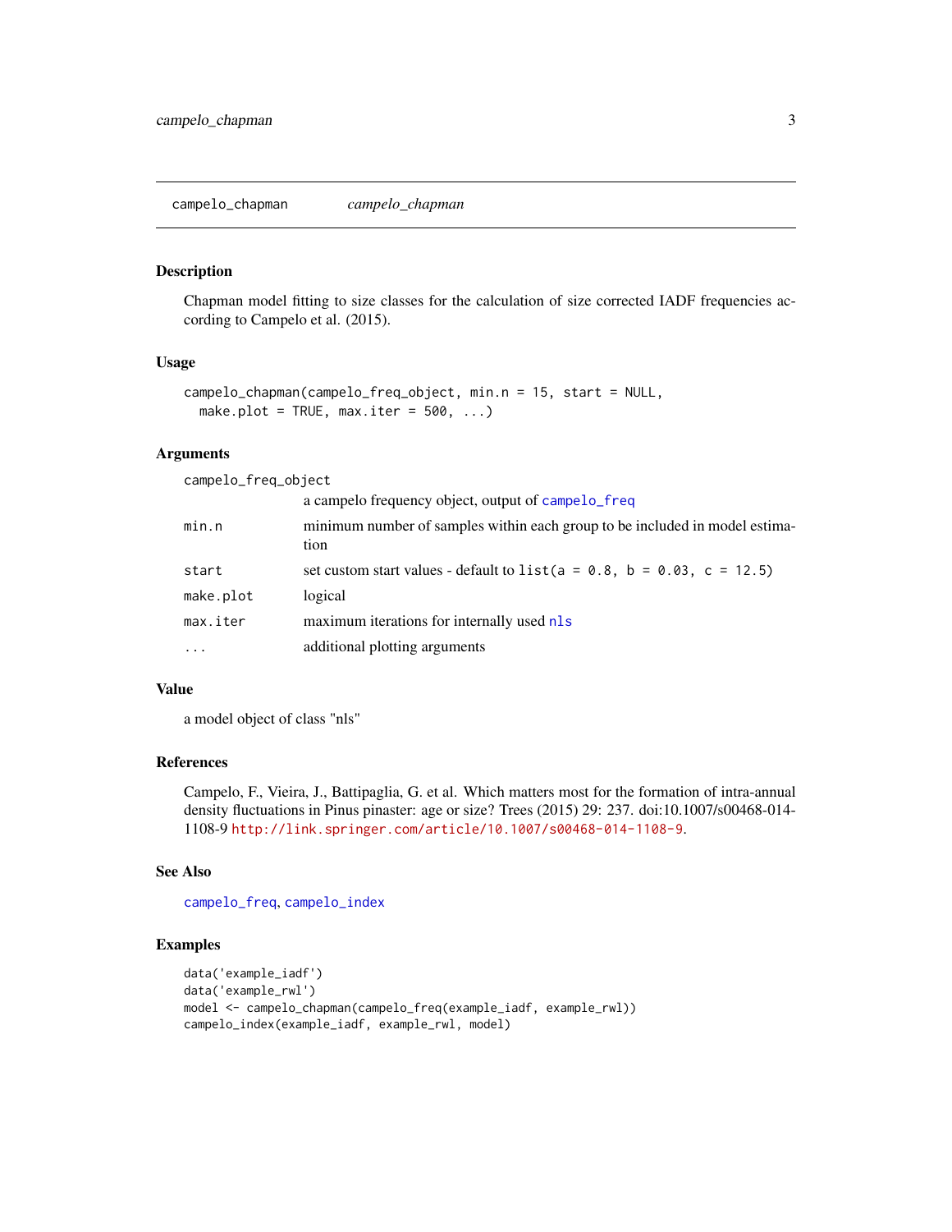## campelo_chapman *campelo_chapman*

### Description

Chapman model fitting to size classes for the calculation of size corrected IADF frequencies according to Campelo et al. (2015).

### Usage

```
campelo_chapman(campelo_freq_object, min.n = 15, start = NULL,
  make.plot = TRUE, max.iter = 500, ...)
```

### Arguments

| | |
|---|---|
| campelo_freq_object | a campelo frequency object, output of `campelo_freq` |
| min.n | minimum number of samples within each group to be included in model estimation |
| start | set custom start values - default to `list(a = 0.8, b = 0.03, c = 12.5)` |
| make.plot | logical |
| max.iter | maximum iterations for internally used `nls` |
| ... | additional plotting arguments |

### Value

a model object of class "nls"

### References

Campelo, F., Vieira, J., Battipaglia, G. et al. Which matters most for the formation of intra-annual density fluctuations in Pinus pinaster: age or size? Trees (2015) 29: 237. doi:10.1007/s00468-014-1108-9 http://link.springer.com/article/10.1007/s00468-014-1108-9.

### See Also

`campelo_freq`, `campelo_index`

### Examples

```
data('example_iadf')
data('example_rwl')
model <- campelo_chapman(campelo_freq(example_iadf, example_rwl))
campelo_index(example_iadf, example_rwl, model)
```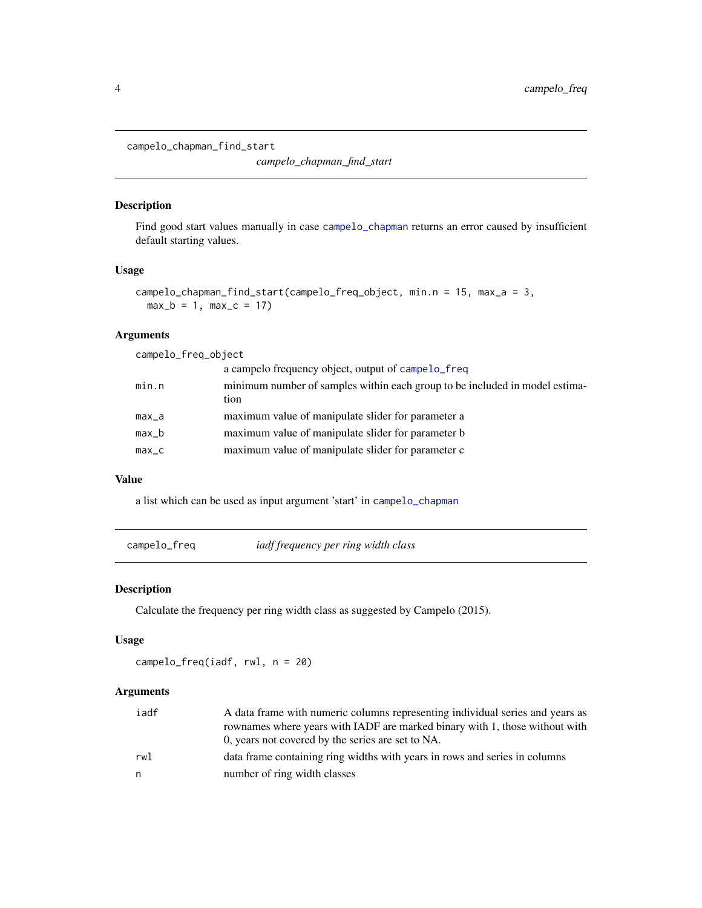## campelo_chapman_find_start

*campelo_chapman_find_start*

### Description

Find good start values manually in case campelo_chapman returns an error caused by insufficient default starting values.

### Usage

```
campelo_chapman_find_start(campelo_freq_object, min.n = 15, max_a = 3,
  max_b = 1, max_c = 17)
```

### Arguments

| Argument | Description |
|---|---|
| campelo_freq_object | a campelo frequency object, output of campelo_freq |
| min.n | minimum number of samples within each group to be included in model estimation |
| max_a | maximum value of manipulate slider for parameter a |
| max_b | maximum value of manipulate slider for parameter b |
| max_c | maximum value of manipulate slider for parameter c |

### Value

a list which can be used as input argument 'start' in campelo_chapman

## campelo_freq — *iadf frequency per ring width class*

### Description

Calculate the frequency per ring width class as suggested by Campelo (2015).

### Usage

```
campelo_freq(iadf, rwl, n = 20)
```

### Arguments

| Argument | Description |
|---|---|
| iadf | A data frame with numeric columns representing individual series and years as rownames where years with IADF are marked binary with 1, those without with 0, years not covered by the series are set to NA. |
| rwl | data frame containing ring widths with years in rows and series in columns |
| n | number of ring width classes |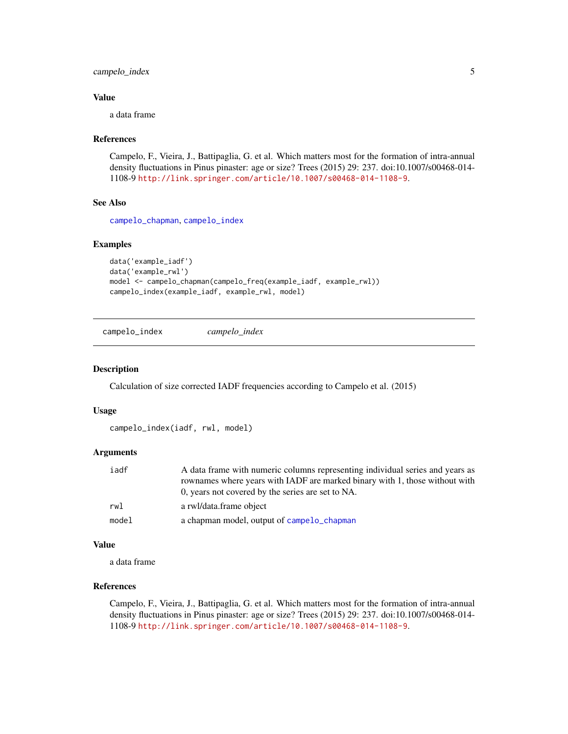### Value

a data frame

### References

Campelo, F., Vieira, J., Battipaglia, G. et al. Which matters most for the formation of intra-annual density fluctuations in Pinus pinaster: age or size? Trees (2015) 29: 237. doi:10.1007/s00468-014-1108-9 http://link.springer.com/article/10.1007/s00468-014-1108-9.

### See Also

campelo_chapman, campelo_index

### Examples

```
data('example_iadf')
data('example_rwl')
model <- campelo_chapman(campelo_freq(example_iadf, example_rwl))
campelo_index(example_iadf, example_rwl, model)
```

---

## campelo_index *campelo_index*

### Description

Calculation of size corrected IADF frequencies according to Campelo et al. (2015)

### Usage

```
campelo_index(iadf, rwl, model)
```

### Arguments

| | |
|---|---|
| iadf | A data frame with numeric columns representing individual series and years as rownames where years with IADF are marked binary with 1, those without with 0, years not covered by the series are set to NA. |
| rwl | a rwl/data.frame object |
| model | a chapman model, output of campelo_chapman |

### Value

a data frame

### References

Campelo, F., Vieira, J., Battipaglia, G. et al. Which matters most for the formation of intra-annual density fluctuations in Pinus pinaster: age or size? Trees (2015) 29: 237. doi:10.1007/s00468-014-1108-9 http://link.springer.com/article/10.1007/s00468-014-1108-9.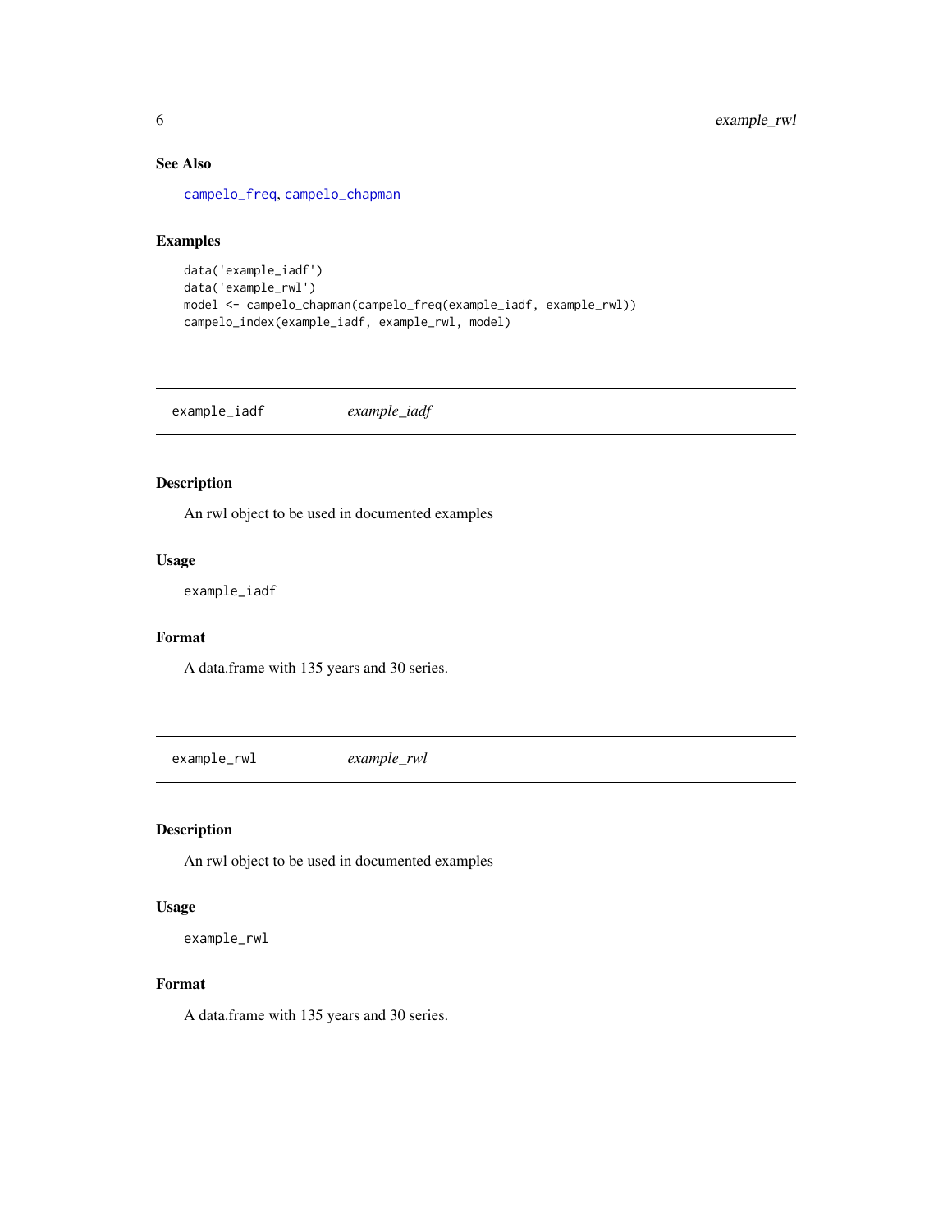### See Also

campelo_freq, campelo_chapman

### Examples

```
data('example_iadf')
data('example_rwl')
model <- campelo_chapman(campelo_freq(example_iadf, example_rwl))
campelo_index(example_iadf, example_rwl, model)
```

---

## example_iadf *example_iadf*

---

### Description

An rwl object to be used in documented examples

### Usage

```
example_iadf
```

### Format

A data.frame with 135 years and 30 series.

---

## example_rwl *example_rwl*

---

### Description

An rwl object to be used in documented examples

### Usage

```
example_rwl
```

### Format

A data.frame with 135 years and 30 series.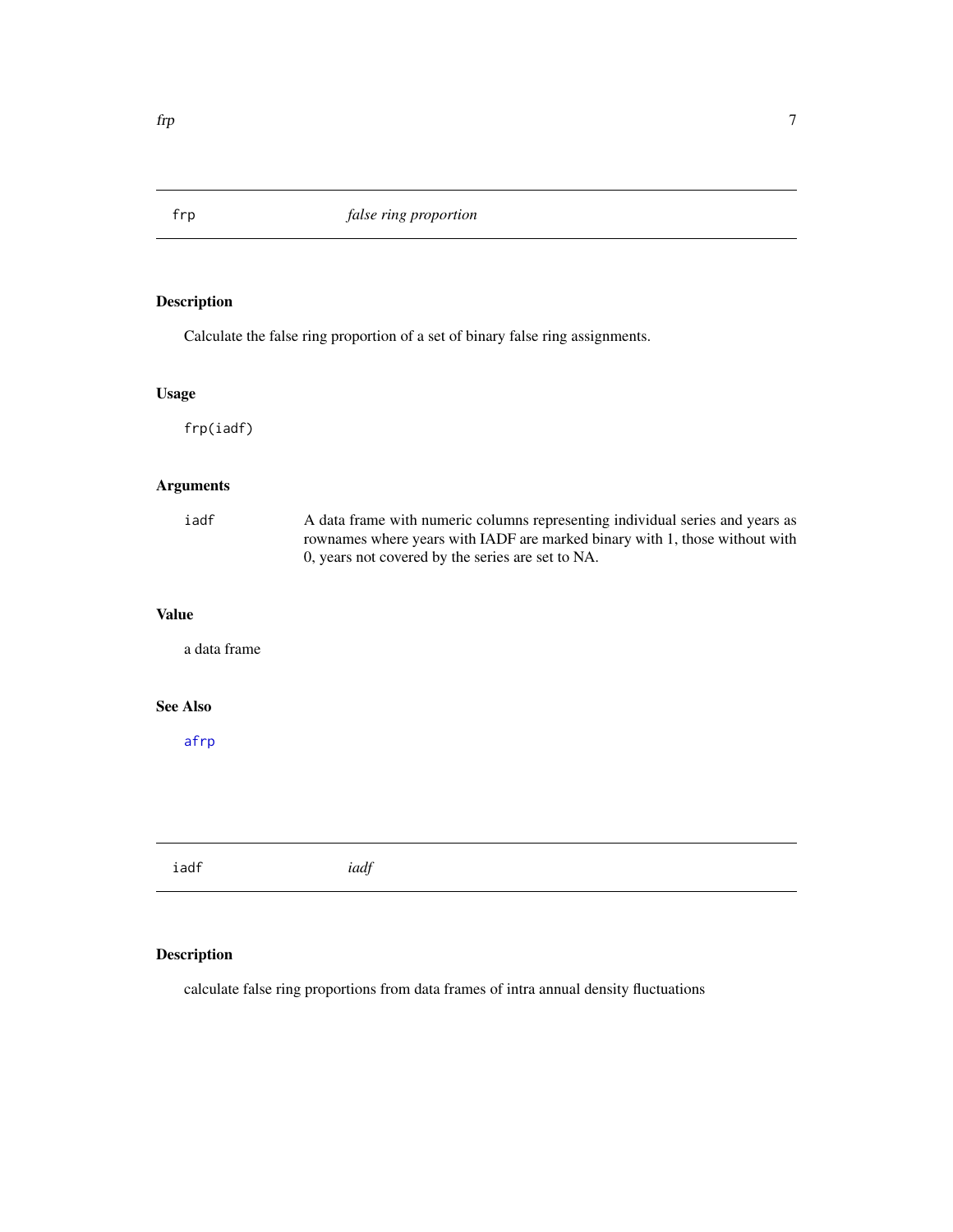## frp — *false ring proportion*

### Description

Calculate the false ring proportion of a set of binary false ring assignments.

### Usage

```
frp(iadf)
```

### Arguments

| | |
|---|---|
| iadf | A data frame with numeric columns representing individual series and years as rownames where years with IADF are marked binary with 1, those without with 0, years not covered by the series are set to NA. |

### Value

a data frame

### See Also

afrp

## iadf — *iadf*

### Description

calculate false ring proportions from data frames of intra annual density fluctuations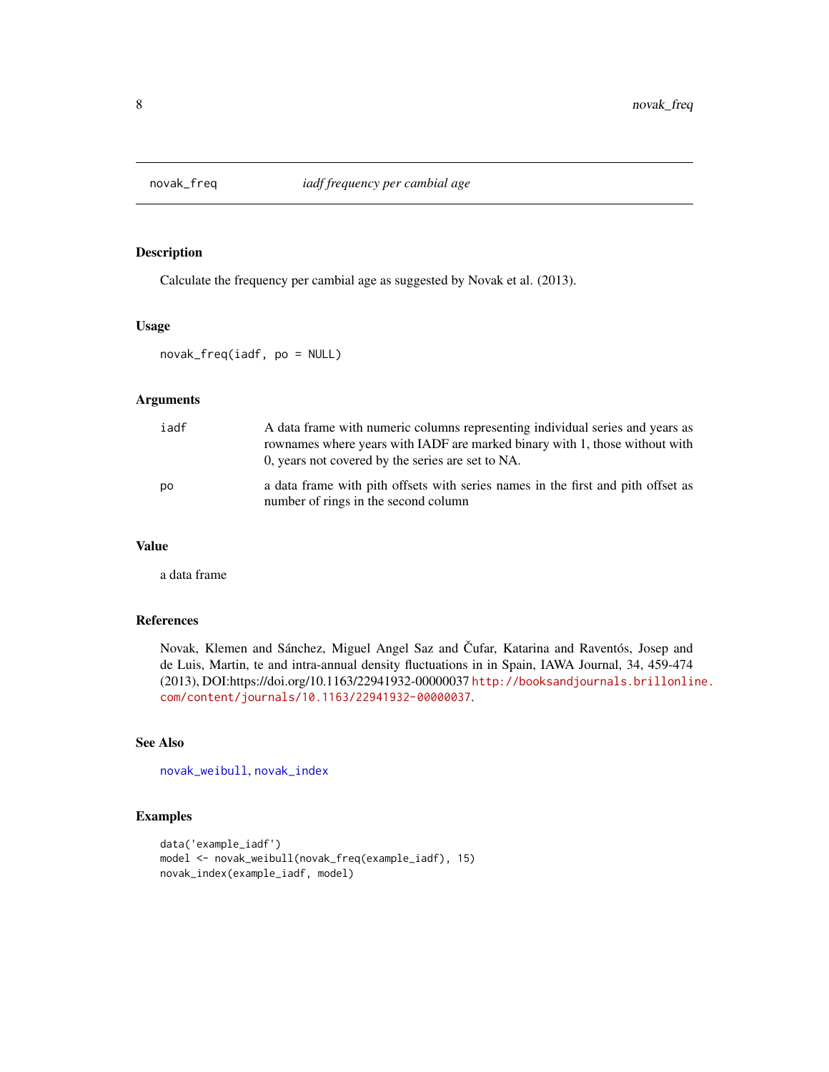# novak_freq — *iadf frequency per cambial age*

## Description

Calculate the frequency per cambial age as suggested by Novak et al. (2013).

## Usage

```
novak_freq(iadf, po = NULL)
```

## Arguments

| | |
|---|---|
| `iadf` | A data frame with numeric columns representing individual series and years as rownames where years with IADF are marked binary with 1, those without with 0, years not covered by the series are set to NA. |
| `po` | a data frame with pith offsets with series names in the first and pith offset as number of rings in the second column |

## Value

a data frame

## References

Novak, Klemen and Sánchez, Miguel Angel Saz and Čufar, Katarina and Raventós, Josep and de Luis, Martin, te and intra-annual density fluctuations in in Spain, IAWA Journal, 34, 459-474 (2013), DOI:https://doi.org/10.1163/22941932-00000037 http://booksandjournals.brillonline.com/content/journals/10.1163/22941932-00000037.

## See Also

novak_weibull, novak_index

## Examples

```
data('example_iadf')
model <- novak_weibull(novak_freq(example_iadf), 15)
novak_index(example_iadf, model)
```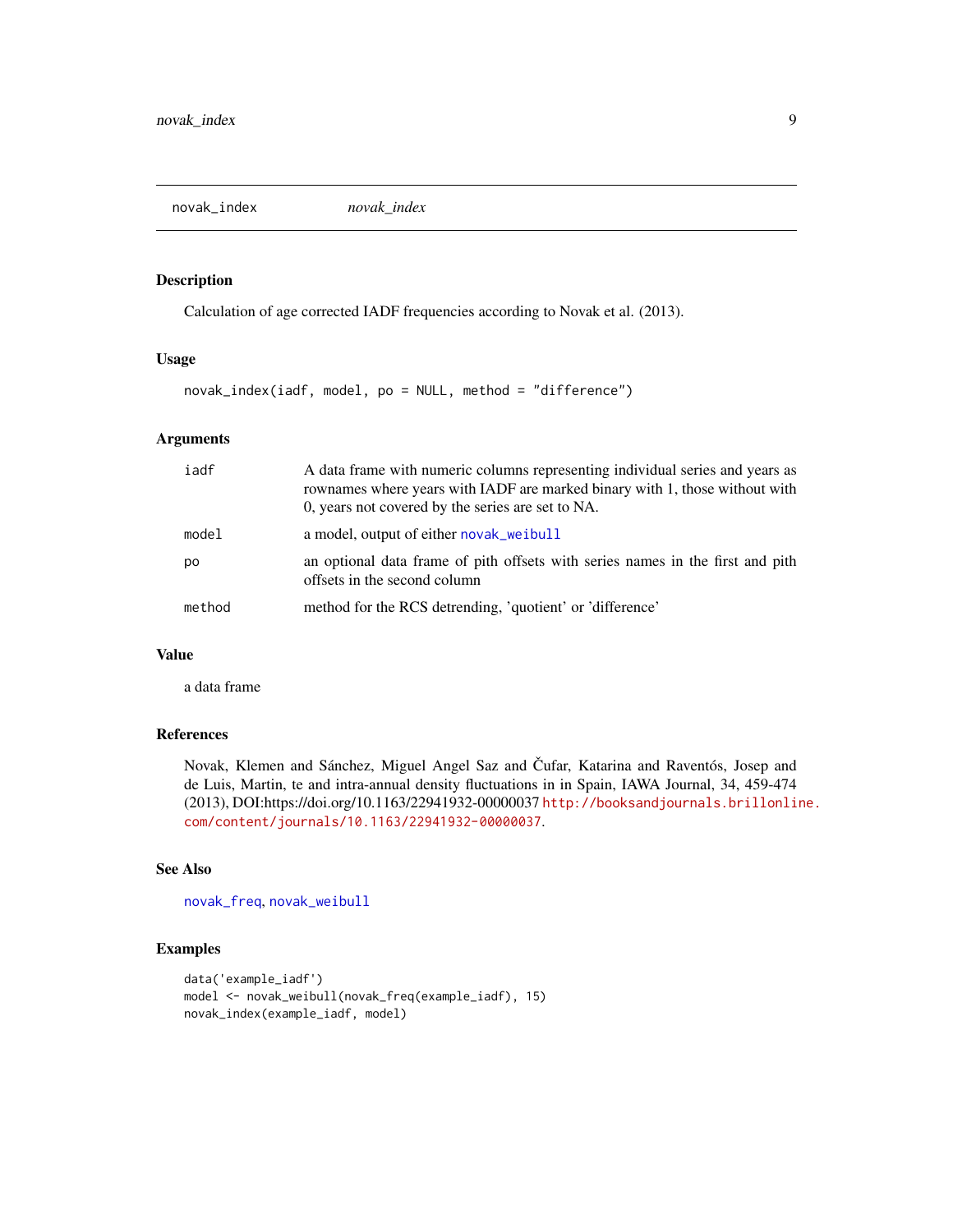novak_index *novak_index*

## Description

Calculation of age corrected IADF frequencies according to Novak et al. (2013).

## Usage

```
novak_index(iadf, model, po = NULL, method = "difference")
```

## Arguments

| | |
|---|---|
| iadf | A data frame with numeric columns representing individual series and years as rownames where years with IADF are marked binary with 1, those without with 0, years not covered by the series are set to NA. |
| model | a model, output of either novak_weibull |
| po | an optional data frame of pith offsets with series names in the first and pith offsets in the second column |
| method | method for the RCS detrending, 'quotient' or 'difference' |

## Value

a data frame

## References

Novak, Klemen and Sánchez, Miguel Angel Saz and Čufar, Katarina and Raventós, Josep and de Luis, Martin, te and intra-annual density fluctuations in in Spain, IAWA Journal, 34, 459-474 (2013), DOI:https://doi.org/10.1163/22941932-00000037 http://booksandjournals.brillonline.com/content/journals/10.1163/22941932-00000037.

## See Also

novak_freq, novak_weibull

## Examples

```
data('example_iadf')
model <- novak_weibull(novak_freq(example_iadf), 15)
novak_index(example_iadf, model)
```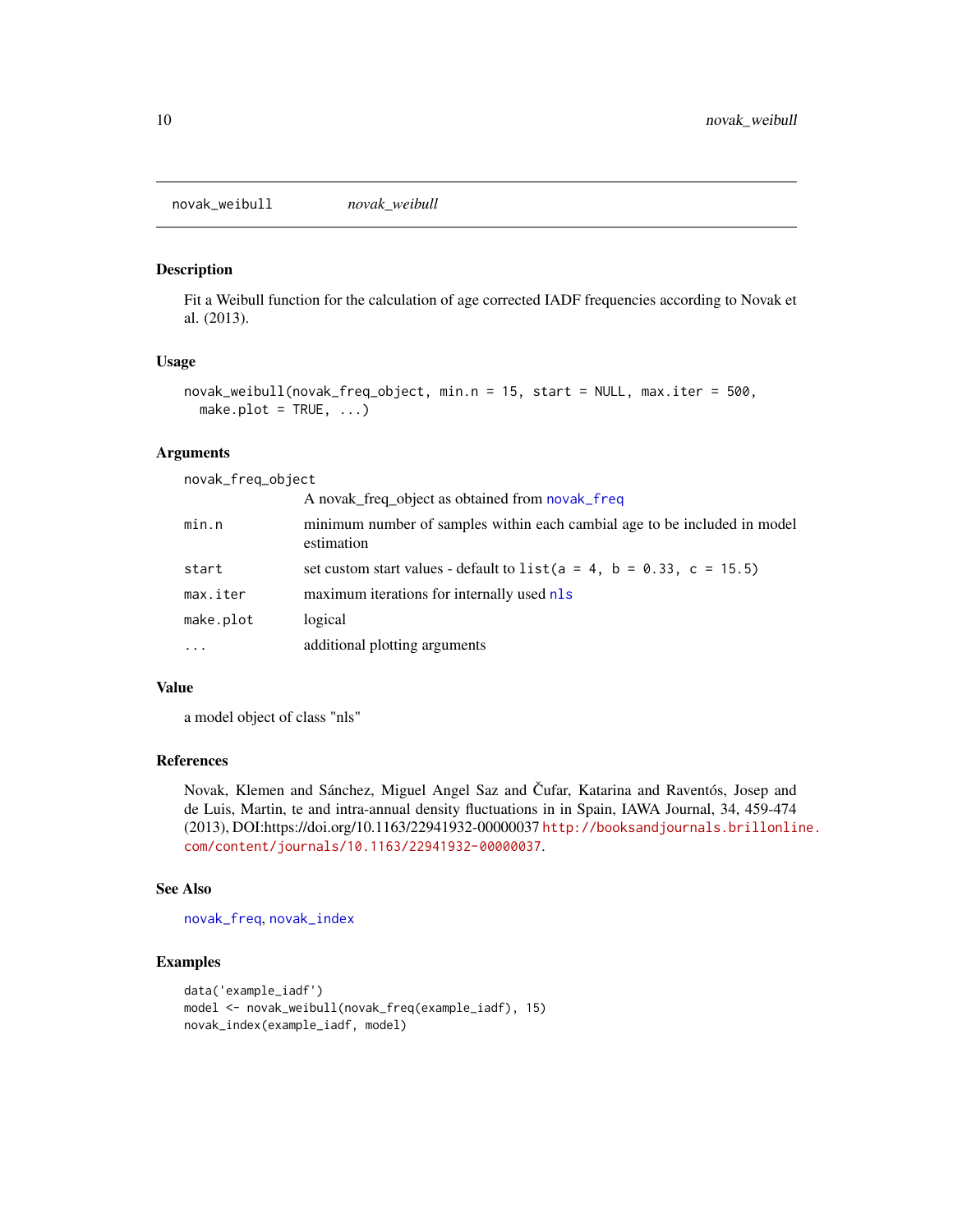## novak_weibull *novak_weibull*

### Description

Fit a Weibull function for the calculation of age corrected IADF frequencies according to Novak et al. (2013).

### Usage

```
novak_weibull(novak_freq_object, min.n = 15, start = NULL, max.iter = 500,
  make.plot = TRUE, ...)
```

### Arguments

| | |
|---|---|
| novak_freq_object | A novak_freq_object as obtained from novak_freq |
| min.n | minimum number of samples within each cambial age to be included in model estimation |
| start | set custom start values - default to `list(a = 4, b = 0.33, c = 15.5)` |
| max.iter | maximum iterations for internally used nls |
| make.plot | logical |
| ... | additional plotting arguments |

### Value

a model object of class "nls"

### References

Novak, Klemen and Sánchez, Miguel Angel Saz and Čufar, Katarina and Raventós, Josep and de Luis, Martin, te and intra-annual density fluctuations in in Spain, IAWA Journal, 34, 459-474 (2013), DOI:https://doi.org/10.1163/22941932-00000037 http://booksandjournals.brillonline.com/content/journals/10.1163/22941932-00000037.

### See Also

novak_freq, novak_index

### Examples

```
data('example_iadf')
model <- novak_weibull(novak_freq(example_iadf), 15)
novak_index(example_iadf, model)
```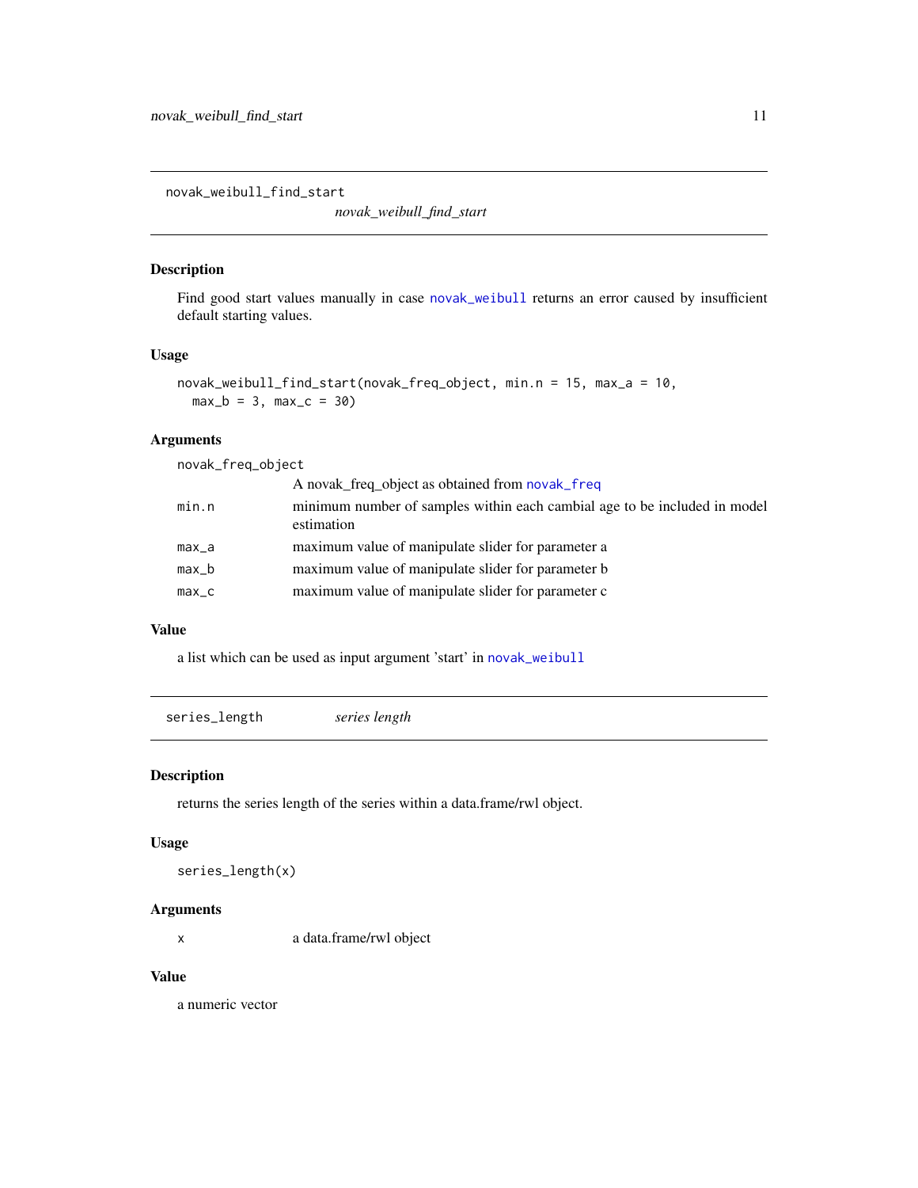## novak_weibull_find_start

*novak_weibull_find_start*

### Description

Find good start values manually in case novak_weibull returns an error caused by insufficient default starting values.

### Usage

```
novak_weibull_find_start(novak_freq_object, min.n = 15, max_a = 10,
  max_b = 3, max_c = 30)
```

### Arguments

| | |
|---|---|
| novak_freq_object | A novak_freq_object as obtained from novak_freq |
| min.n | minimum number of samples within each cambial age to be included in model estimation |
| max_a | maximum value of manipulate slider for parameter a |
| max_b | maximum value of manipulate slider for parameter b |
| max_c | maximum value of manipulate slider for parameter c |

### Value

a list which can be used as input argument 'start' in novak_weibull

## series_length

*series length*

### Description

returns the series length of the series within a data.frame/rwl object.

### Usage

```
series_length(x)
```

### Arguments

| | |
|---|---|
| x | a data.frame/rwl object |

### Value

a numeric vector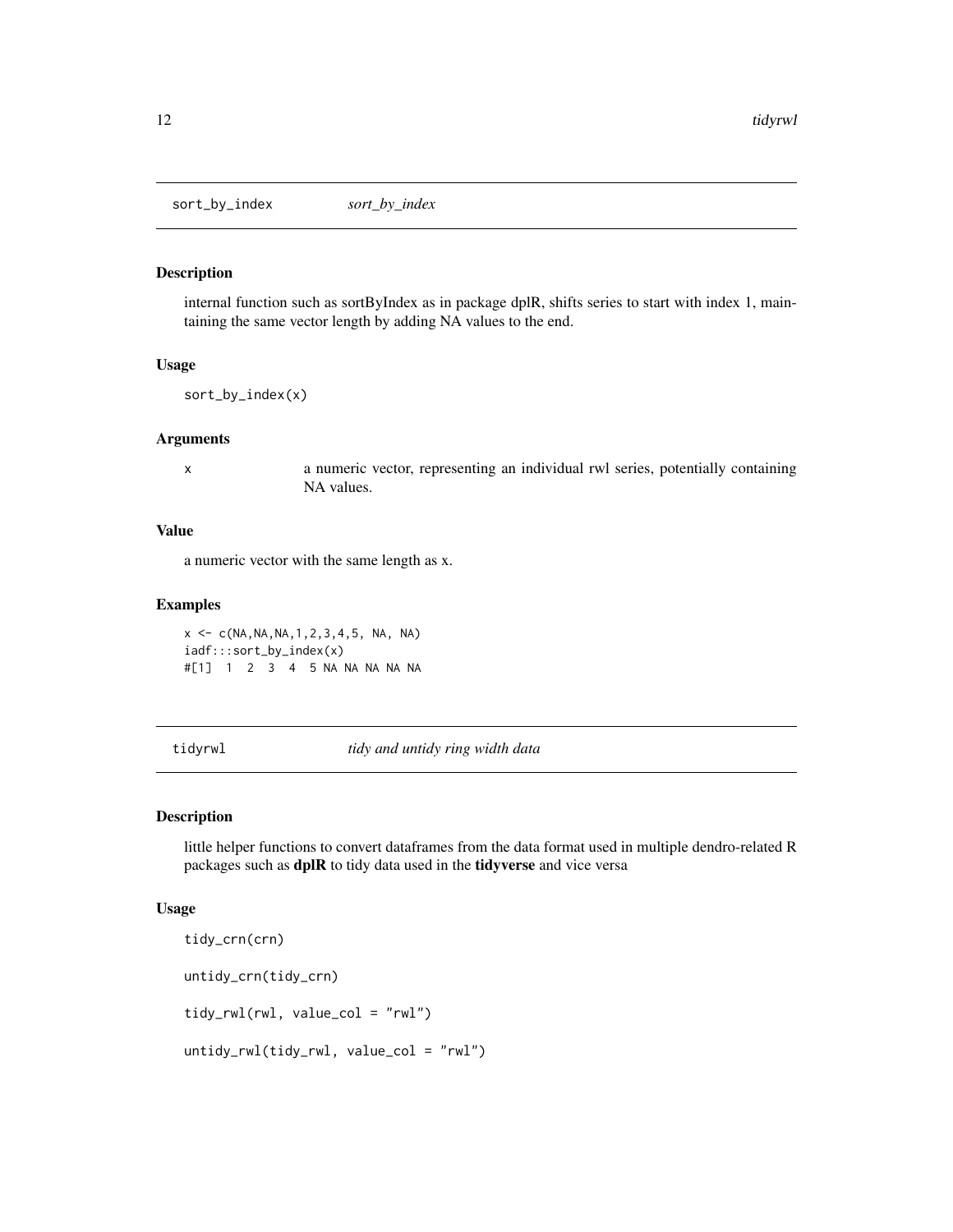## sort_by_index *sort_by_index*

### Description

internal function such as sortByIndex as in package dplR, shifts series to start with index 1, maintaining the same vector length by adding NA values to the end.

### Usage

```
sort_by_index(x)
```

### Arguments

| | |
|---|---|
| x | a numeric vector, representing an individual rwl series, potentially containing NA values. |

### Value

a numeric vector with the same length as x.

### Examples

```
x <- c(NA,NA,NA,1,2,3,4,5, NA, NA)
iadf:::sort_by_index(x)
#[1]  1  2  3  4  5 NA NA NA NA NA
```

## tidyrwl *tidy and untidy ring width data*

### Description

little helper functions to convert dataframes from the data format used in multiple dendro-related R packages such as **dplR** to tidy data used in the **tidyverse** and vice versa

### Usage

```
tidy_crn(crn)

untidy_crn(tidy_crn)

tidy_rwl(rwl, value_col = "rwl")

untidy_rwl(tidy_rwl, value_col = "rwl")
```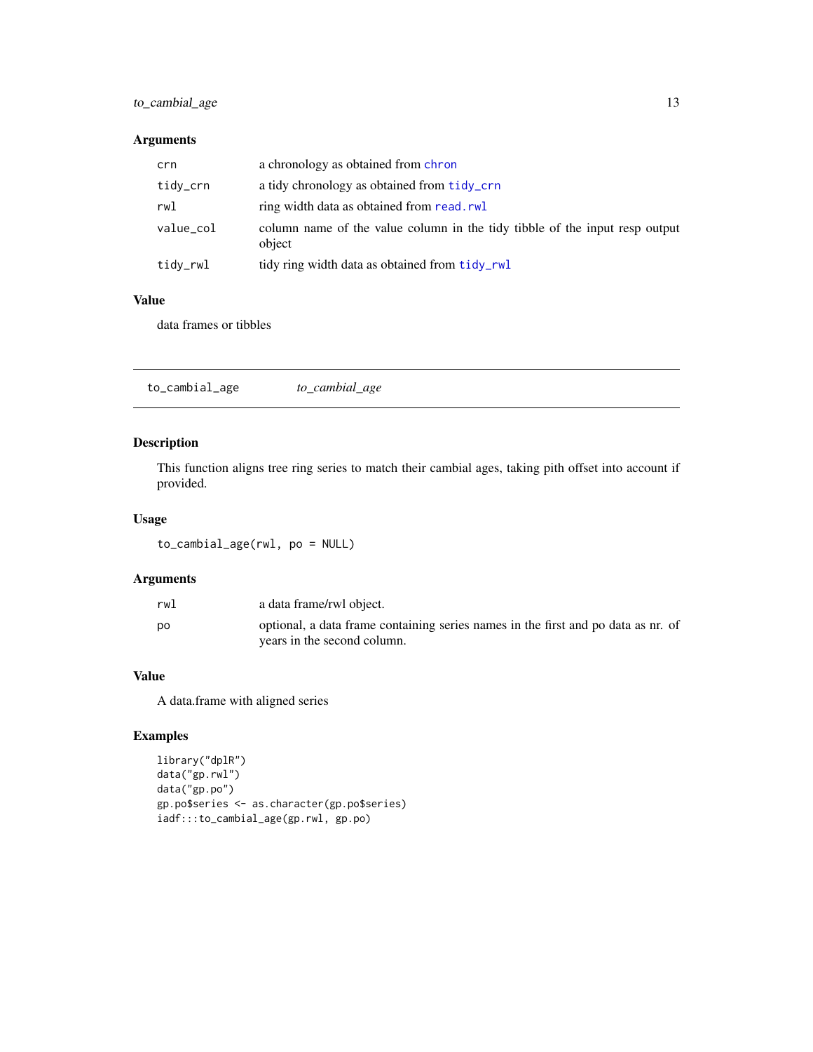### Arguments

| | |
|---|---|
| crn | a chronology as obtained from chron |
| tidy_crn | a tidy chronology as obtained from tidy_crn |
| rwl | ring width data as obtained from read.rwl |
| value_col | column name of the value column in the tidy tibble of the input resp output object |
| tidy_rwl | tidy ring width data as obtained from tidy_rwl |

### Value

data frames or tibbles

---

## to_cambial_age *to_cambial_age*

### Description

This function aligns tree ring series to match their cambial ages, taking pith offset into account if provided.

### Usage

```
to_cambial_age(rwl, po = NULL)
```

### Arguments

| | |
|---|---|
| rwl | a data frame/rwl object. |
| po | optional, a data frame containing series names in the first and po data as nr. of years in the second column. |

### Value

A data.frame with aligned series

### Examples

```
library("dplR")
data("gp.rwl")
data("gp.po")
gp.po$series <- as.character(gp.po$series)
iadf:::to_cambial_age(gp.rwl, gp.po)
```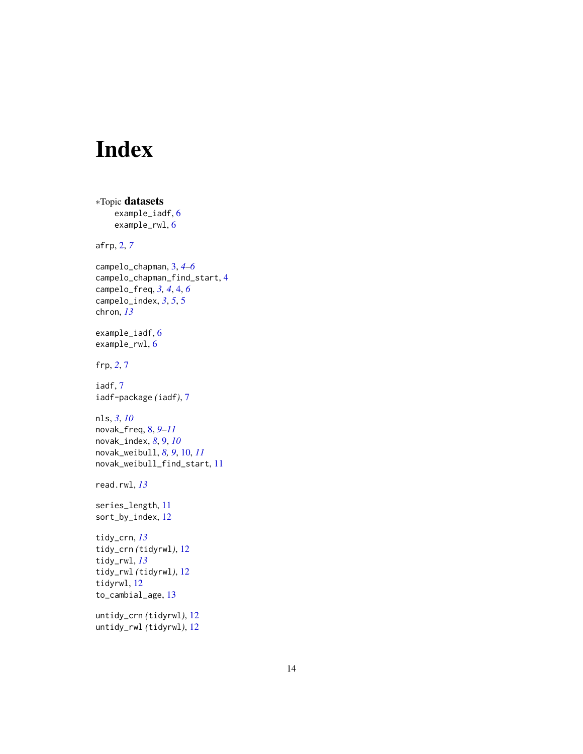# Index

*Topic **datasets**

example_iadf, 6
example_rwl, 6

afrp, 2, *7*

campelo_chapman, 3, *4–6*
campelo_chapman_find_start, 4
campelo_freq, *3, 4*, 4, *6*
campelo_index, *3*, *5*, 5
chron, *13*

example_iadf, 6
example_rwl, 6

frp, *2*, 7

iadf, 7
iadf-package *(*iadf*)*, 7

nls, *3*, *10*
novak_freq, 8, *9–11*
novak_index, *8*, 9, *10*
novak_weibull, *8, 9*, 10, *11*
novak_weibull_find_start, 11

read.rwl, *13*

series_length, 11
sort_by_index, 12

tidy_crn, *13*
tidy_crn *(*tidyrwl*)*, 12
tidy_rwl, *13*
tidy_rwl *(*tidyrwl*)*, 12
tidyrwl, 12
to_cambial_age, 13

untidy_crn *(*tidyrwl*)*, 12
untidy_rwl *(*tidyrwl*)*, 12